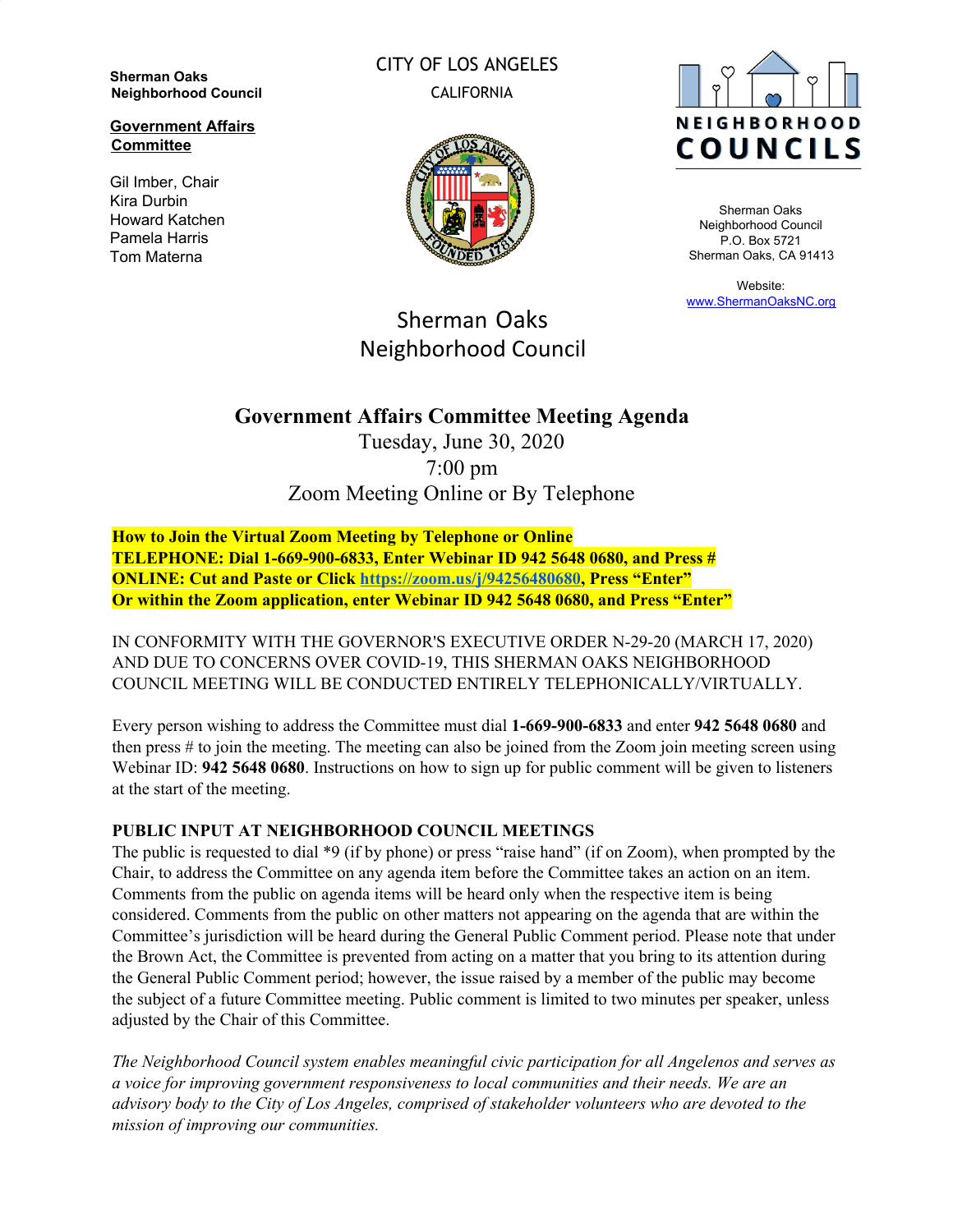**Sherman Oaks Neighborhood Council**

**Government Affairs Committee**

Gil Imber, Chair
Kira Durbin
Howard Katchen
Pamela Harris
Tom Materna

CITY OF LOS ANGELES
CALIFORNIA

NEIGHBORHOOD COUNCILS

Sherman Oaks Neighborhood Council
P.O. Box 5721
Sherman Oaks, CA 91413

Website:
[www.ShermanOaksNC.org](http://www.ShermanOaksNC.org)

Sherman Oaks Neighborhood Council

# Government Affairs Committee Meeting Agenda

Tuesday, June 30, 2020
7:00 pm
Zoom Meeting Online or By Telephone

**How to Join the Virtual Zoom Meeting by Telephone or Online**
**TELEPHONE: Dial 1-669-900-6833, Enter Webinar ID 942 5648 0680, and Press #**
**ONLINE: Cut and Paste or Click [https://zoom.us/j/94256480680](https://zoom.us/j/94256480680), Press "Enter"**
**Or within the Zoom application, enter Webinar ID 942 5648 0680, and Press "Enter"**

IN CONFORMITY WITH THE GOVERNOR'S EXECUTIVE ORDER N-29-20 (MARCH 17, 2020) AND DUE TO CONCERNS OVER COVID-19, THIS SHERMAN OAKS NEIGHBORHOOD COUNCIL MEETING WILL BE CONDUCTED ENTIRELY TELEPHONICALLY/VIRTUALLY.

Every person wishing to address the Committee must dial **1-669-900-6833** and enter **942 5648 0680** and then press # to join the meeting. The meeting can also be joined from the Zoom join meeting screen using Webinar ID: **942 5648 0680**. Instructions on how to sign up for public comment will be given to listeners at the start of the meeting.

**PUBLIC INPUT AT NEIGHBORHOOD COUNCIL MEETINGS**

The public is requested to dial *9 (if by phone) or press "raise hand" (if on Zoom), when prompted by the Chair, to address the Committee on any agenda item before the Committee takes an action on an item. Comments from the public on agenda items will be heard only when the respective item is being considered. Comments from the public on other matters not appearing on the agenda that are within the Committee's jurisdiction will be heard during the General Public Comment period. Please note that under the Brown Act, the Committee is prevented from acting on a matter that you bring to its attention during the General Public Comment period; however, the issue raised by a member of the public may become the subject of a future Committee meeting. Public comment is limited to two minutes per speaker, unless adjusted by the Chair of this Committee.

*The Neighborhood Council system enables meaningful civic participation for all Angelenos and serves as a voice for improving government responsiveness to local communities and their needs. We are an advisory body to the City of Los Angeles, comprised of stakeholder volunteers who are devoted to the mission of improving our communities.*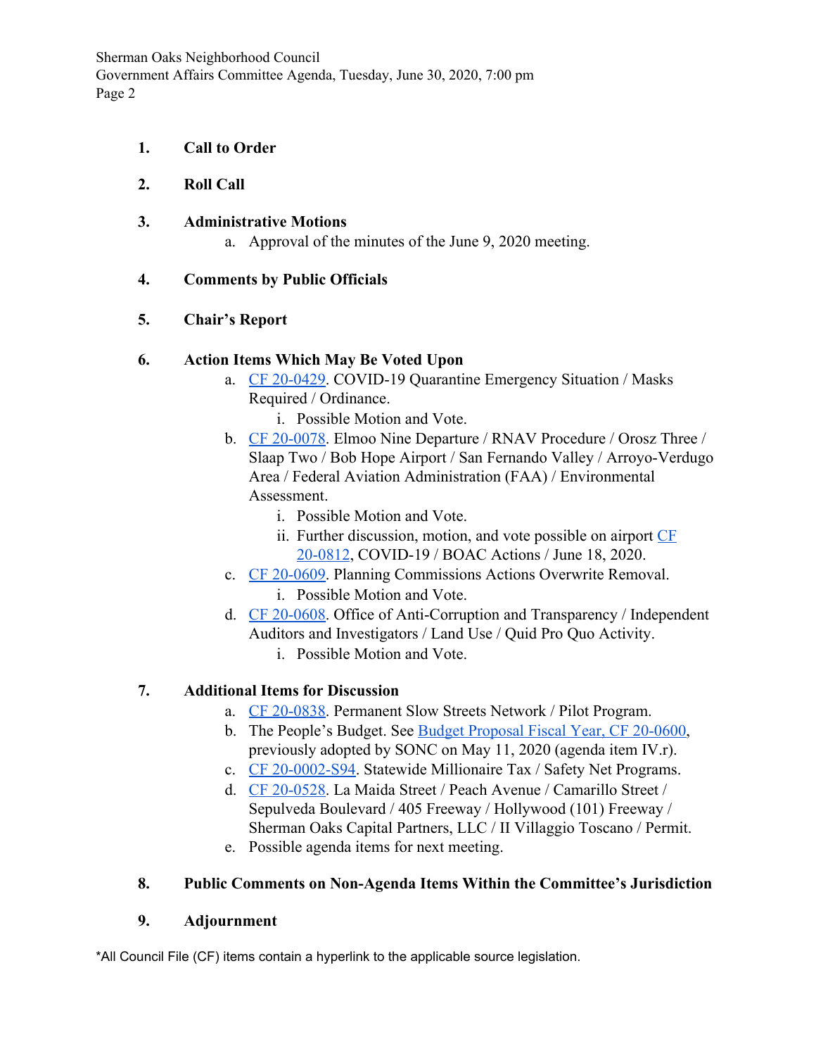1. **Call to Order**

2. **Roll Call**

3. **Administrative Motions**
   a. Approval of the minutes of the June 9, 2020 meeting.

4. **Comments by Public Officials**

5. **Chair's Report**

6. **Action Items Which May Be Voted Upon**
   a. CF 20-0429. COVID-19 Quarantine Emergency Situation / Masks Required / Ordinance.
      i. Possible Motion and Vote.
   b. CF 20-0078. Elmoo Nine Departure / RNAV Procedure / Orosz Three / Slaap Two / Bob Hope Airport / San Fernando Valley / Arroyo-Verdugo Area / Federal Aviation Administration (FAA) / Environmental Assessment.
      i. Possible Motion and Vote.
      ii. Further discussion, motion, and vote possible on airport CF 20-0812, COVID-19 / BOAC Actions / June 18, 2020.
   c. CF 20-0609. Planning Commissions Actions Overwrite Removal.
      i. Possible Motion and Vote.
   d. CF 20-0608. Office of Anti-Corruption and Transparency / Independent Auditors and Investigators / Land Use / Quid Pro Quo Activity.
      i. Possible Motion and Vote.

7. **Additional Items for Discussion**
   a. CF 20-0838. Permanent Slow Streets Network / Pilot Program.
   b. The People's Budget. See Budget Proposal Fiscal Year, CF 20-0600, previously adopted by SONC on May 11, 2020 (agenda item IV.r).
   c. CF 20-0002-S94. Statewide Millionaire Tax / Safety Net Programs.
   d. CF 20-0528. La Maida Street / Peach Avenue / Camarillo Street / Sepulveda Boulevard / 405 Freeway / Hollywood (101) Freeway / Sherman Oaks Capital Partners, LLC / II Villaggio Toscano / Permit.
   e. Possible agenda items for next meeting.

8. **Public Comments on Non-Agenda Items Within the Committee's Jurisdiction**

9. **Adjournment**

*All Council File (CF) items contain a hyperlink to the applicable source legislation.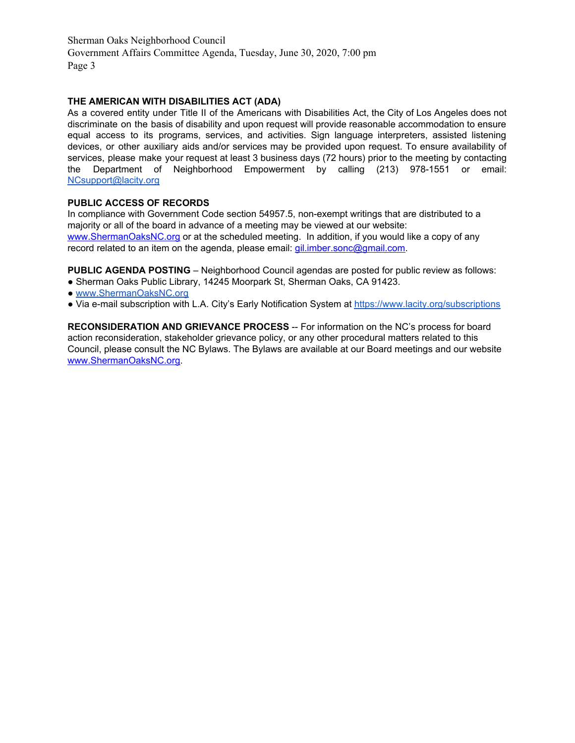**THE AMERICAN WITH DISABILITIES ACT (ADA)**
As a covered entity under Title II of the Americans with Disabilities Act, the City of Los Angeles does not discriminate on the basis of disability and upon request will provide reasonable accommodation to ensure equal access to its programs, services, and activities. Sign language interpreters, assisted listening devices, or other auxiliary aids and/or services may be provided upon request. To ensure availability of services, please make your request at least 3 business days (72 hours) prior to the meeting by contacting the Department of Neighborhood Empowerment by calling (213) 978-1551 or email: NCsupport@lacity.org

**PUBLIC ACCESS OF RECORDS**
In compliance with Government Code section 54957.5, non-exempt writings that are distributed to a majority or all of the board in advance of a meeting may be viewed at our website: www.ShermanOaksNC.org or at the scheduled meeting. In addition, if you would like a copy of any record related to an item on the agenda, please email: gil.imber.sonc@gmail.com.

**PUBLIC AGENDA POSTING** – Neighborhood Council agendas are posted for public review as follows:

- Sherman Oaks Public Library, 14245 Moorpark St, Sherman Oaks, CA 91423.
- www.ShermanOaksNC.org
- Via e-mail subscription with L.A. City's Early Notification System at https://www.lacity.org/subscriptions

**RECONSIDERATION AND GRIEVANCE PROCESS** -- For information on the NC's process for board action reconsideration, stakeholder grievance policy, or any other procedural matters related to this Council, please consult the NC Bylaws. The Bylaws are available at our Board meetings and our website www.ShermanOaksNC.org.